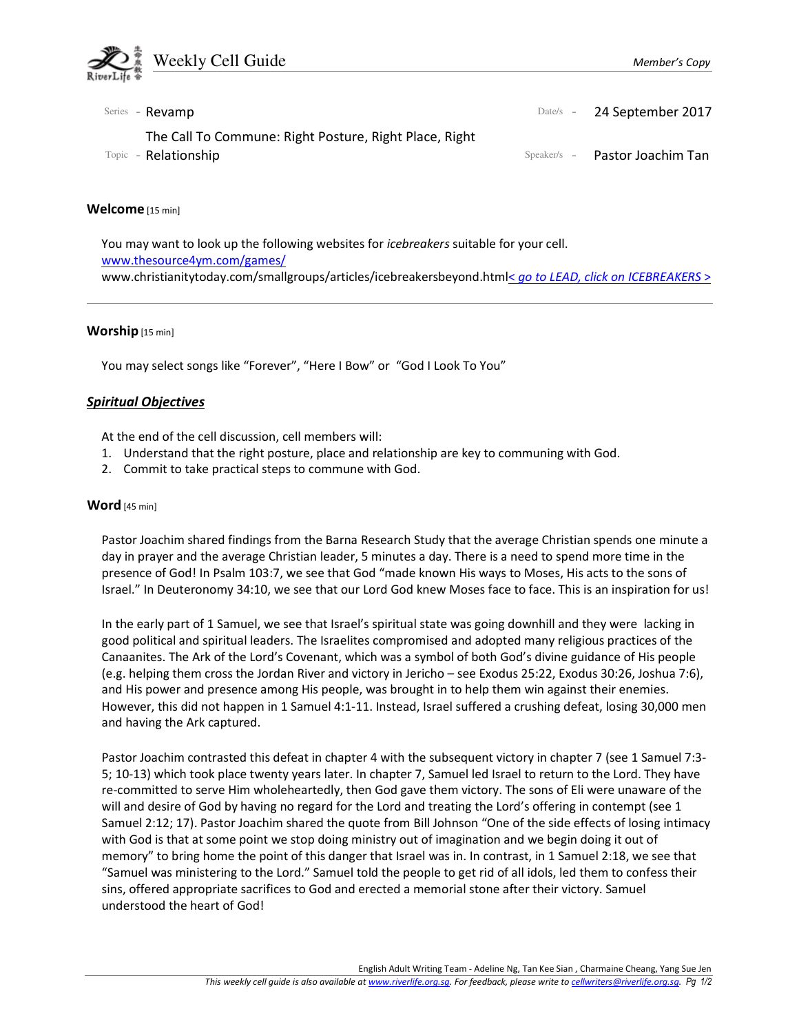# Weekly Cell Guide

*Member's Copy*

Series - Revamp

Date/s - 24 September 2017

Topic - The Call To Commune: Right Posture, Right Place, Right Relationship

Speaker/s - Pastor Joachim Tan

## Welcome [15 min]

You may want to look up the following websites for *icebreakers* suitable for your cell.
[www.thesource4ym.com/games/](www.thesource4ym.com/games/)
www.christianitytoday.com/smallgroups/articles/icebreakersbeyond.html*< go to LEAD, click on ICEBREAKERS >*

---

## Worship [15 min]

You may select songs like "Forever", "Here I Bow" or "God I Look To You"

## ***Spiritual Objectives***

At the end of the cell discussion, cell members will:

1. Understand that the right posture, place and relationship are key to communing with God.
2. Commit to take practical steps to commune with God.

## Word [45 min]

Pastor Joachim shared findings from the Barna Research Study that the average Christian spends one minute a day in prayer and the average Christian leader, 5 minutes a day. There is a need to spend more time in the presence of God! In Psalm 103:7, we see that God "made known His ways to Moses, His acts to the sons of Israel." In Deuteronomy 34:10, we see that our Lord God knew Moses face to face. This is an inspiration for us!

In the early part of 1 Samuel, we see that Israel's spiritual state was going downhill and they were lacking in good political and spiritual leaders. The Israelites compromised and adopted many religious practices of the Canaanites. The Ark of the Lord's Covenant, which was a symbol of both God's divine guidance of His people (e.g. helping them cross the Jordan River and victory in Jericho – see Exodus 25:22, Exodus 30:26, Joshua 7:6), and His power and presence among His people, was brought in to help them win against their enemies. However, this did not happen in 1 Samuel 4:1-11. Instead, Israel suffered a crushing defeat, losing 30,000 men and having the Ark captured.

Pastor Joachim contrasted this defeat in chapter 4 with the subsequent victory in chapter 7 (see 1 Samuel 7:3-5; 10-13) which took place twenty years later. In chapter 7, Samuel led Israel to return to the Lord. They have re-committed to serve Him wholeheartedly, then God gave them victory. The sons of Eli were unaware of the will and desire of God by having no regard for the Lord and treating the Lord's offering in contempt (see 1 Samuel 2:12; 17). Pastor Joachim shared the quote from Bill Johnson "One of the side effects of losing intimacy with God is that at some point we stop doing ministry out of imagination and we begin doing it out of memory" to bring home the point of this danger that Israel was in. In contrast, in 1 Samuel 2:18, we see that "Samuel was ministering to the Lord." Samuel told the people to get rid of all idols, led them to confess their sins, offered appropriate sacrifices to God and erected a memorial stone after their victory. Samuel understood the heart of God!

English Adult Writing Team - Adeline Ng, Tan Kee Sian , Charmaine Cheang, Yang Sue Jen

*This weekly cell guide is also available at [www.riverlife.org.sg](www.riverlife.org.sg). For feedback, please write to [cellwriters@riverlife.org.sg](mailto:cellwriters@riverlife.org.sg).*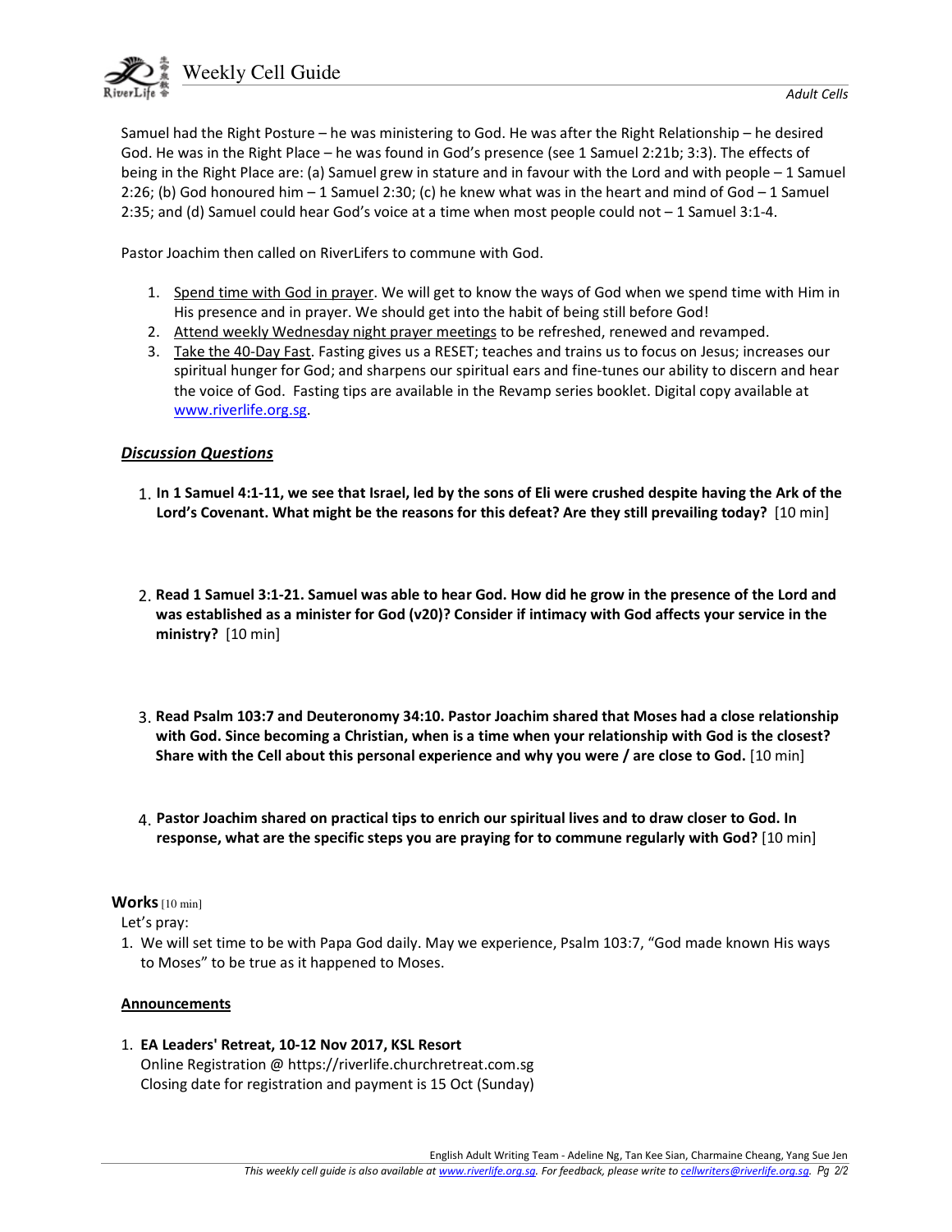Samuel had the Right Posture – he was ministering to God. He was after the Right Relationship – he desired God. He was in the Right Place – he was found in God's presence (see 1 Samuel 2:21b; 3:3). The effects of being in the Right Place are: (a) Samuel grew in stature and in favour with the Lord and with people – 1 Samuel 2:26; (b) God honoured him – 1 Samuel 2:30; (c) he knew what was in the heart and mind of God – 1 Samuel 2:35; and (d) Samuel could hear God's voice at a time when most people could not – 1 Samuel 3:1-4.

Pastor Joachim then called on RiverLifers to commune with God.

1. Spend time with God in prayer. We will get to know the ways of God when we spend time with Him in His presence and in prayer. We should get into the habit of being still before God!
2. Attend weekly Wednesday night prayer meetings to be refreshed, renewed and revamped.
3. Take the 40-Day Fast. Fasting gives us a RESET; teaches and trains us to focus on Jesus; increases our spiritual hunger for God; and sharpens our spiritual ears and fine-tunes our ability to discern and hear the voice of God. Fasting tips are available in the Revamp series booklet. Digital copy available at www.riverlife.org.sg.

## ***Discussion Questions***

1. **In 1 Samuel 4:1-11, we see that Israel, led by the sons of Eli were crushed despite having the Ark of the Lord's Covenant. What might be the reasons for this defeat? Are they still prevailing today?** [10 min]

2. **Read 1 Samuel 3:1-21. Samuel was able to hear God. How did he grow in the presence of the Lord and was established as a minister for God (v20)? Consider if intimacy with God affects your service in the ministry?** [10 min]

3. **Read Psalm 103:7 and Deuteronomy 34:10. Pastor Joachim shared that Moses had a close relationship with God. Since becoming a Christian, when is a time when your relationship with God is the closest? Share with the Cell about this personal experience and why you were / are close to God.** [10 min]

4. **Pastor Joachim shared on practical tips to enrich our spiritual lives and to draw closer to God. In response, what are the specific steps you are praying for to commune regularly with God?** [10 min]

**Works** [10 min]

Let's pray:

1. We will set time to be with Papa God daily. May we experience, Psalm 103:7, "God made known His ways to Moses" to be true as it happened to Moses.

**Announcements**

1. **EA Leaders' Retreat, 10-12 Nov 2017, KSL Resort**
   Online Registration @ https://riverlife.churchretreat.com.sg
   Closing date for registration and payment is 15 Oct (Sunday)

English Adult Writing Team - Adeline Ng, Tan Kee Sian, Charmaine Cheang, Yang Sue Jen